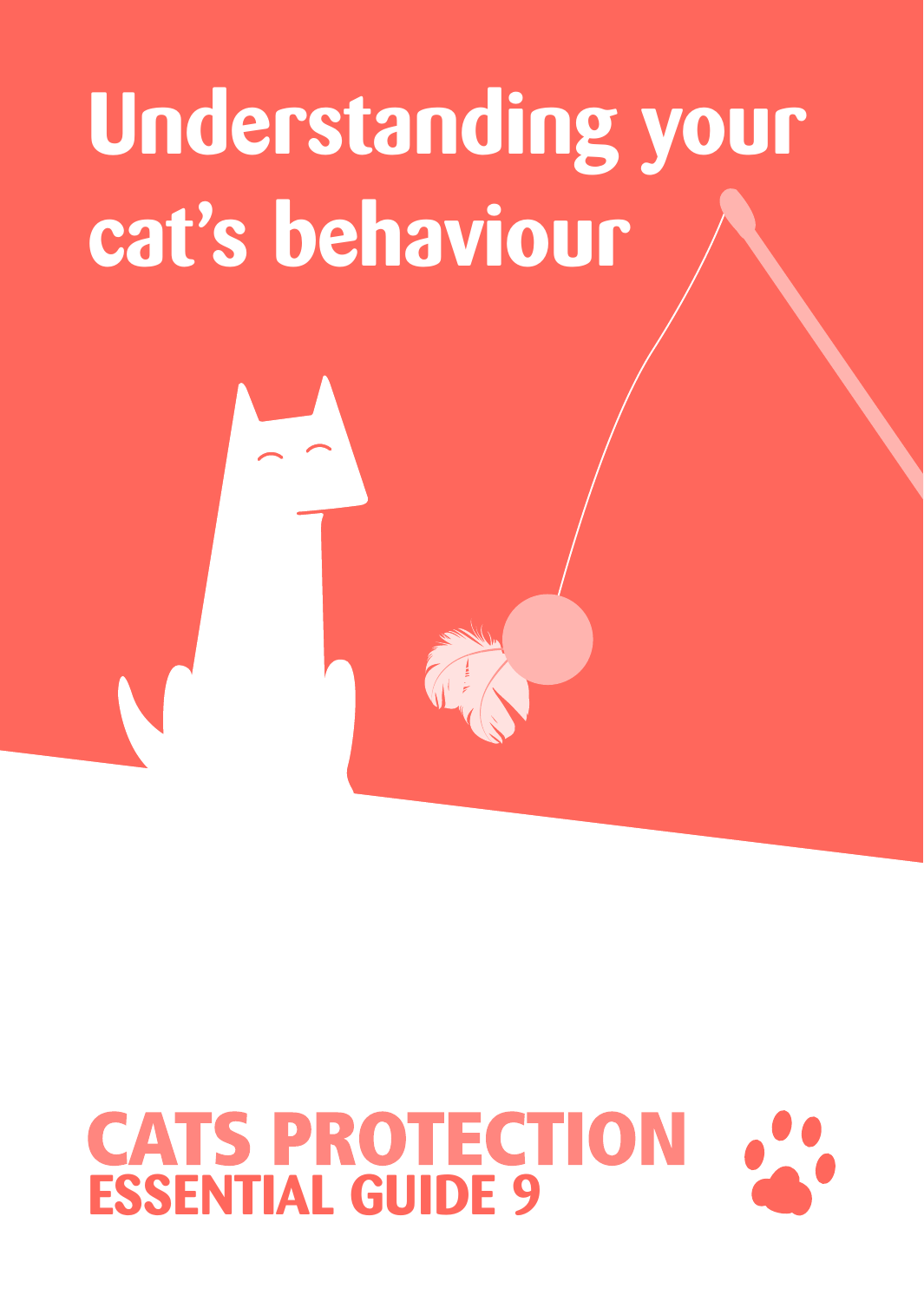# Understanding your cat's behaviour

**CATS PROTECTION**
**ESSENTIAL GUIDE 9**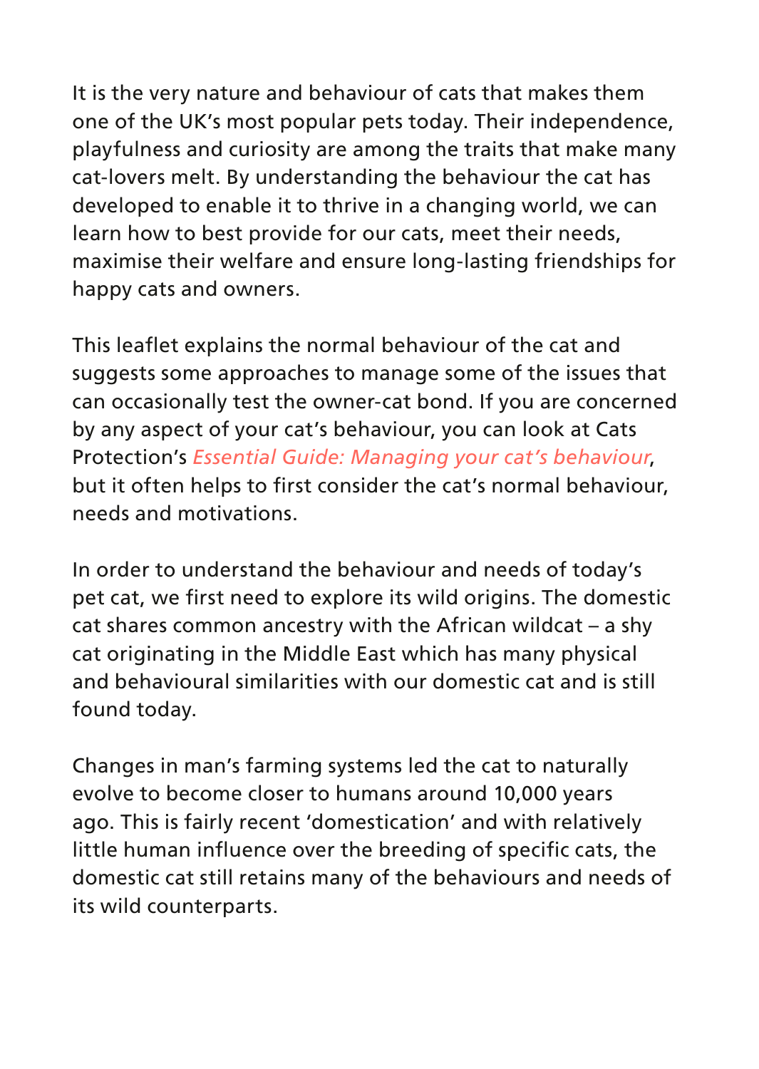It is the very nature and behaviour of cats that makes them one of the UK's most popular pets today. Their independence, playfulness and curiosity are among the traits that make many cat-lovers melt. By understanding the behaviour the cat has developed to enable it to thrive in a changing world, we can learn how to best provide for our cats, meet their needs, maximise their welfare and ensure long-lasting friendships for happy cats and owners.

This leaflet explains the normal behaviour of the cat and suggests some approaches to manage some of the issues that can occasionally test the owner-cat bond. If you are concerned by any aspect of your cat's behaviour, you can look at Cats Protection's *Essential Guide: Managing your cat's behaviour*, but it often helps to first consider the cat's normal behaviour, needs and motivations.

In order to understand the behaviour and needs of today's pet cat, we first need to explore its wild origins. The domestic cat shares common ancestry with the African wildcat – a shy cat originating in the Middle East which has many physical and behavioural similarities with our domestic cat and is still found today.

Changes in man's farming systems led the cat to naturally evolve to become closer to humans around 10,000 years ago. This is fairly recent 'domestication' and with relatively little human influence over the breeding of specific cats, the domestic cat still retains many of the behaviours and needs of its wild counterparts.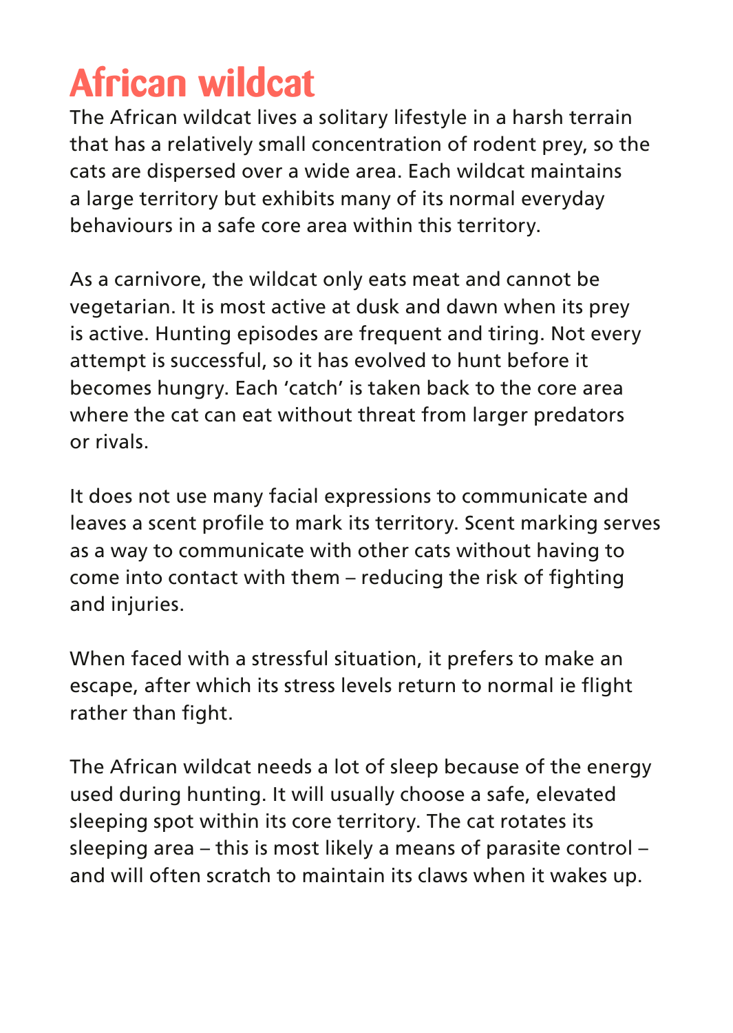# African wildcat

The African wildcat lives a solitary lifestyle in a harsh terrain that has a relatively small concentration of rodent prey, so the cats are dispersed over a wide area. Each wildcat maintains a large territory but exhibits many of its normal everyday behaviours in a safe core area within this territory.

As a carnivore, the wildcat only eats meat and cannot be vegetarian. It is most active at dusk and dawn when its prey is active. Hunting episodes are frequent and tiring. Not every attempt is successful, so it has evolved to hunt before it becomes hungry. Each 'catch' is taken back to the core area where the cat can eat without threat from larger predators or rivals.

It does not use many facial expressions to communicate and leaves a scent profile to mark its territory. Scent marking serves as a way to communicate with other cats without having to come into contact with them – reducing the risk of fighting and injuries.

When faced with a stressful situation, it prefers to make an escape, after which its stress levels return to normal ie flight rather than fight.

The African wildcat needs a lot of sleep because of the energy used during hunting. It will usually choose a safe, elevated sleeping spot within its core territory. The cat rotates its sleeping area – this is most likely a means of parasite control – and will often scratch to maintain its claws when it wakes up.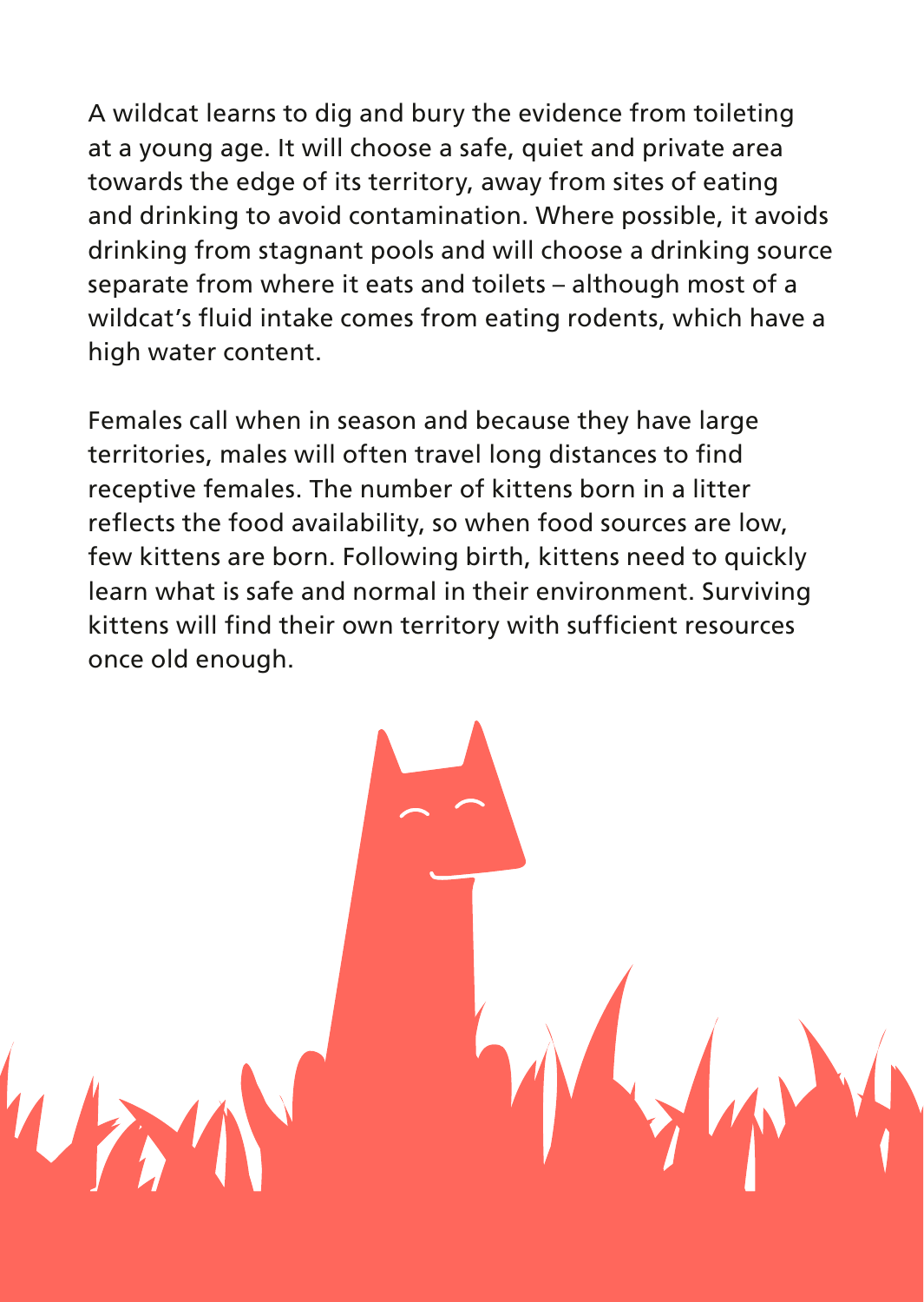A wildcat learns to dig and bury the evidence from toileting at a young age. It will choose a safe, quiet and private area towards the edge of its territory, away from sites of eating and drinking to avoid contamination. Where possible, it avoids drinking from stagnant pools and will choose a drinking source separate from where it eats and toilets – although most of a wildcat's fluid intake comes from eating rodents, which have a high water content.

Females call when in season and because they have large territories, males will often travel long distances to find receptive females. The number of kittens born in a litter reflects the food availability, so when food sources are low, few kittens are born. Following birth, kittens need to quickly learn what is safe and normal in their environment. Surviving kittens will find their own territory with sufficient resources once old enough.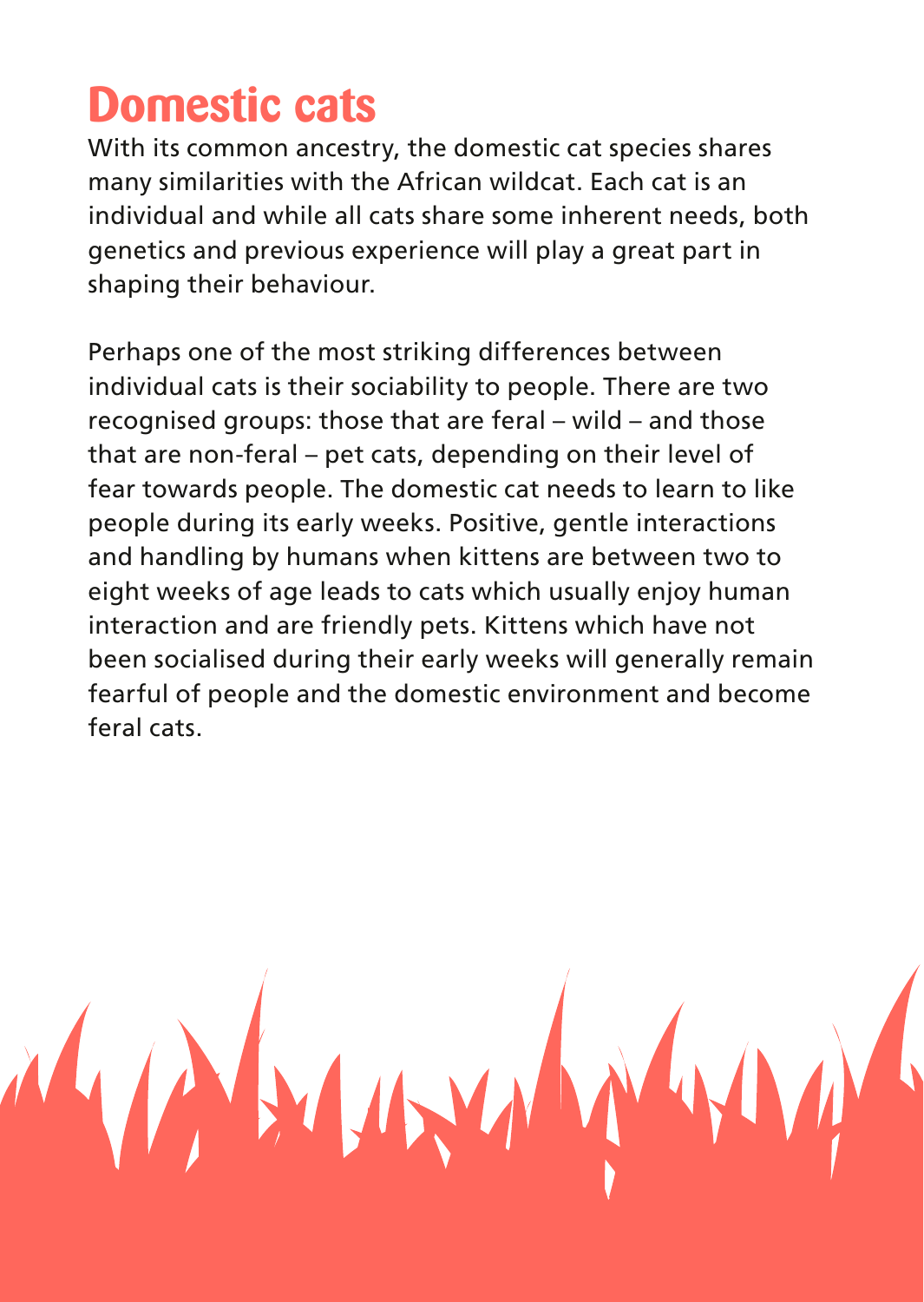# Domestic cats

With its common ancestry, the domestic cat species shares many similarities with the African wildcat. Each cat is an individual and while all cats share some inherent needs, both genetics and previous experience will play a great part in shaping their behaviour.

Perhaps one of the most striking differences between individual cats is their sociability to people. There are two recognised groups: those that are feral – wild – and those that are non-feral – pet cats, depending on their level of fear towards people. The domestic cat needs to learn to like people during its early weeks. Positive, gentle interactions and handling by humans when kittens are between two to eight weeks of age leads to cats which usually enjoy human interaction and are friendly pets. Kittens which have not been socialised during their early weeks will generally remain fearful of people and the domestic environment and become feral cats.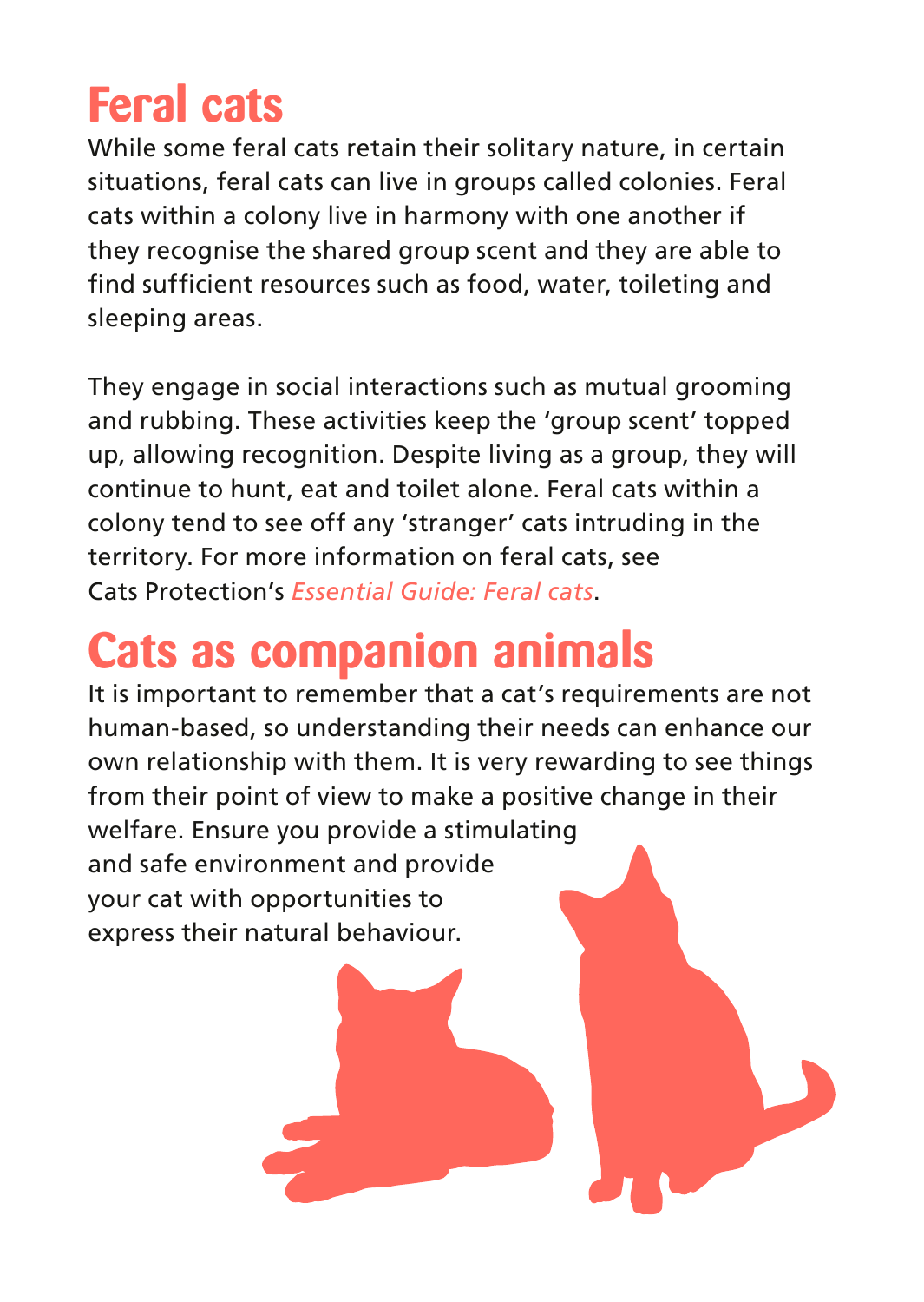# Feral cats

While some feral cats retain their solitary nature, in certain situations, feral cats can live in groups called colonies. Feral cats within a colony live in harmony with one another if they recognise the shared group scent and they are able to find sufficient resources such as food, water, toileting and sleeping areas.

They engage in social interactions such as mutual grooming and rubbing. These activities keep the 'group scent' topped up, allowing recognition. Despite living as a group, they will continue to hunt, eat and toilet alone. Feral cats within a colony tend to see off any 'stranger' cats intruding in the territory. For more information on feral cats, see Cats Protection's *Essential Guide: Feral cats*.

# Cats as companion animals

It is important to remember that a cat's requirements are not human-based, so understanding their needs can enhance our own relationship with them. It is very rewarding to see things from their point of view to make a positive change in their welfare. Ensure you provide a stimulating and safe environment and provide your cat with opportunities to express their natural behaviour.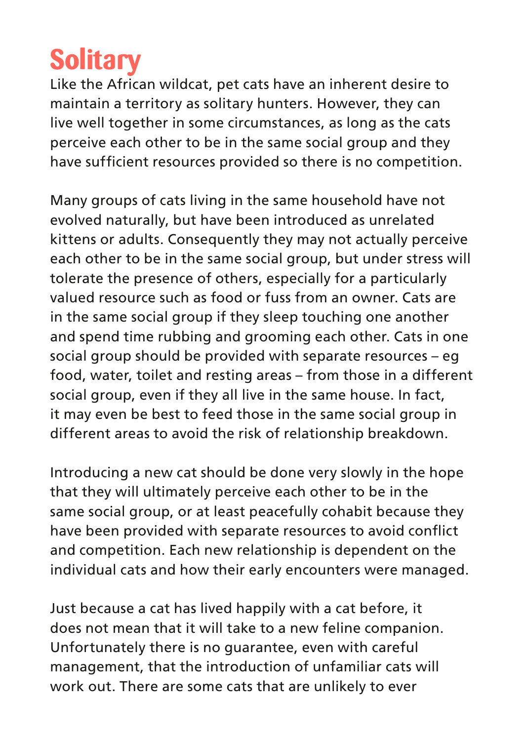# Solitary

Like the African wildcat, pet cats have an inherent desire to maintain a territory as solitary hunters. However, they can live well together in some circumstances, as long as the cats perceive each other to be in the same social group and they have sufficient resources provided so there is no competition.

Many groups of cats living in the same household have not evolved naturally, but have been introduced as unrelated kittens or adults. Consequently they may not actually perceive each other to be in the same social group, but under stress will tolerate the presence of others, especially for a particularly valued resource such as food or fuss from an owner. Cats are in the same social group if they sleep touching one another and spend time rubbing and grooming each other. Cats in one social group should be provided with separate resources – eg food, water, toilet and resting areas – from those in a different social group, even if they all live in the same house. In fact, it may even be best to feed those in the same social group in different areas to avoid the risk of relationship breakdown.

Introducing a new cat should be done very slowly in the hope that they will ultimately perceive each other to be in the same social group, or at least peacefully cohabit because they have been provided with separate resources to avoid conflict and competition. Each new relationship is dependent on the individual cats and how their early encounters were managed.

Just because a cat has lived happily with a cat before, it does not mean that it will take to a new feline companion. Unfortunately there is no guarantee, even with careful management, that the introduction of unfamiliar cats will work out. There are some cats that are unlikely to ever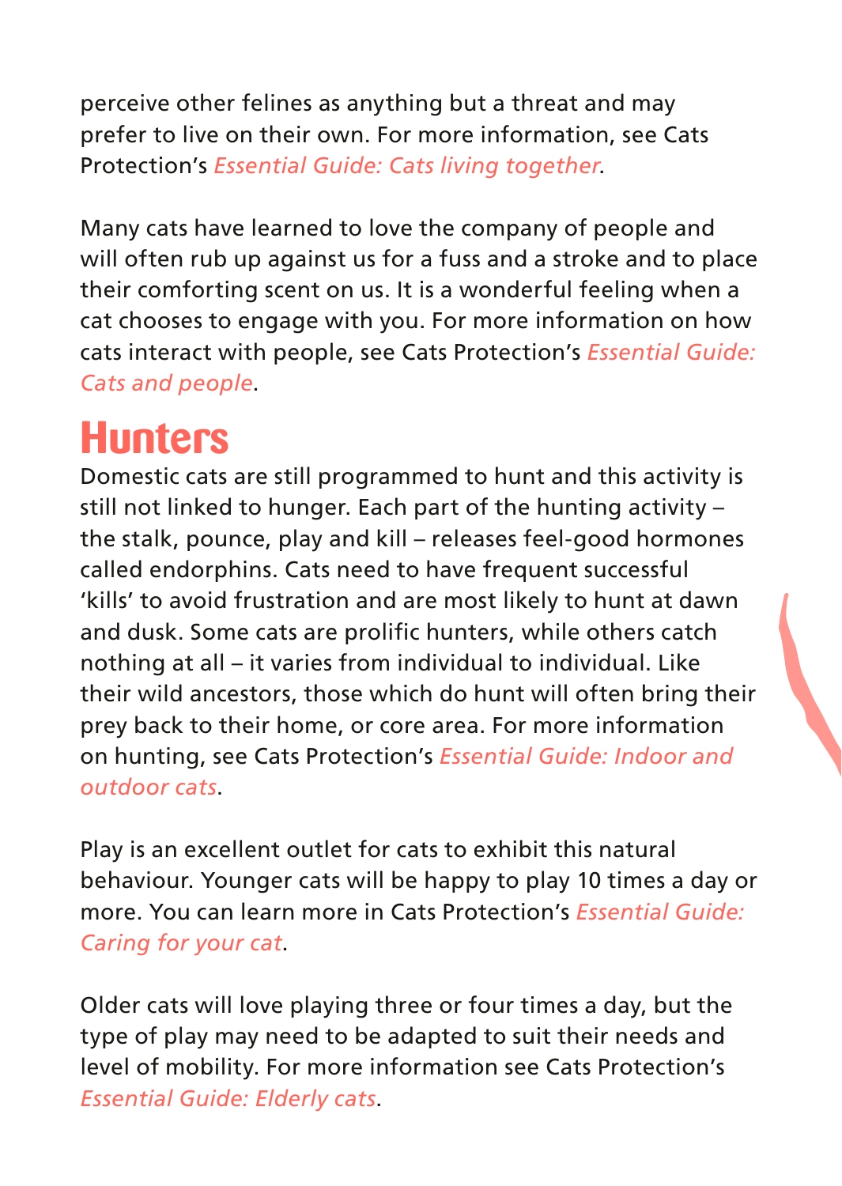perceive other felines as anything but a threat and may prefer to live on their own. For more information, see Cats Protection's *Essential Guide: Cats living together*.

Many cats have learned to love the company of people and will often rub up against us for a fuss and a stroke and to place their comforting scent on us. It is a wonderful feeling when a cat chooses to engage with you. For more information on how cats interact with people, see Cats Protection's *Essential Guide: Cats and people*.

## Hunters

Domestic cats are still programmed to hunt and this activity is still not linked to hunger. Each part of the hunting activity – the stalk, pounce, play and kill – releases feel-good hormones called endorphins. Cats need to have frequent successful 'kills' to avoid frustration and are most likely to hunt at dawn and dusk. Some cats are prolific hunters, while others catch nothing at all – it varies from individual to individual. Like their wild ancestors, those which do hunt will often bring their prey back to their home, or core area. For more information on hunting, see Cats Protection's *Essential Guide: Indoor and outdoor cats*.

Play is an excellent outlet for cats to exhibit this natural behaviour. Younger cats will be happy to play 10 times a day or more. You can learn more in Cats Protection's *Essential Guide: Caring for your cat*.

Older cats will love playing three or four times a day, but the type of play may need to be adapted to suit their needs and level of mobility. For more information see Cats Protection's *Essential Guide: Elderly cats*.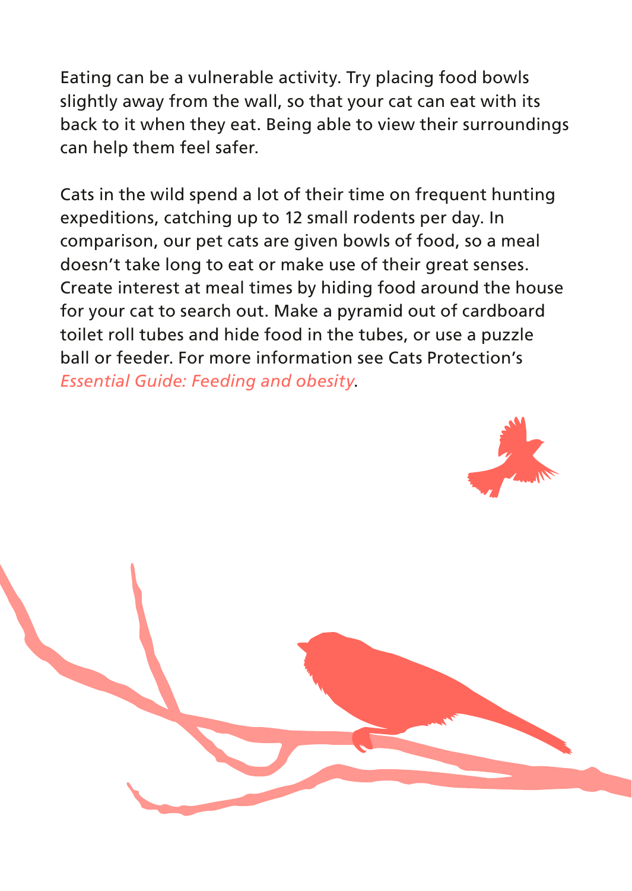Eating can be a vulnerable activity. Try placing food bowls slightly away from the wall, so that your cat can eat with its back to it when they eat. Being able to view their surroundings can help them feel safer.

Cats in the wild spend a lot of their time on frequent hunting expeditions, catching up to 12 small rodents per day. In comparison, our pet cats are given bowls of food, so a meal doesn't take long to eat or make use of their great senses. Create interest at meal times by hiding food around the house for your cat to search out. Make a pyramid out of cardboard toilet roll tubes and hide food in the tubes, or use a puzzle ball or feeder. For more information see Cats Protection's *Essential Guide: Feeding and obesity*.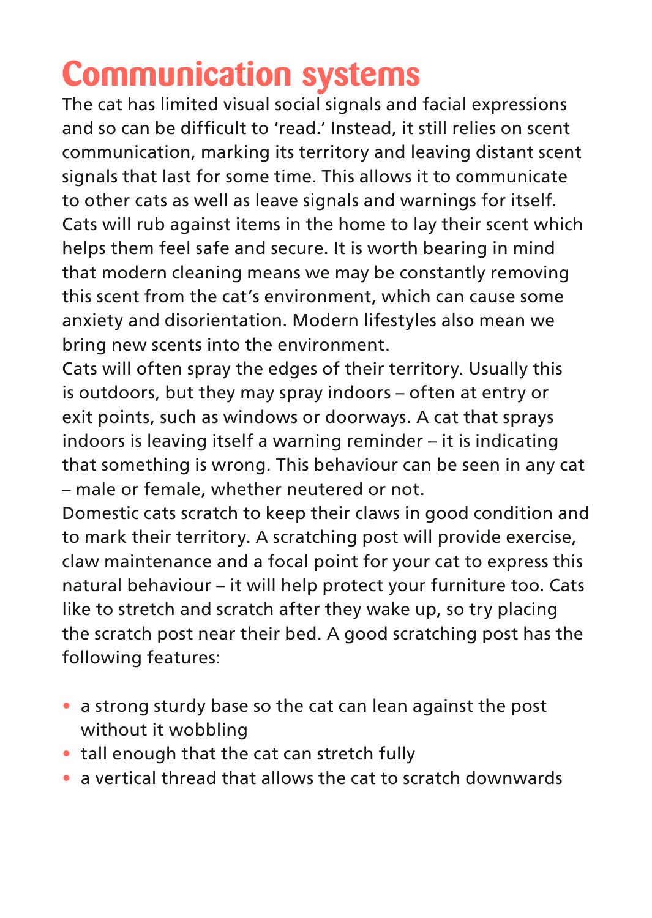# Communication systems

The cat has limited visual social signals and facial expressions and so can be difficult to 'read.' Instead, it still relies on scent communication, marking its territory and leaving distant scent signals that last for some time. This allows it to communicate to other cats as well as leave signals and warnings for itself. Cats will rub against items in the home to lay their scent which helps them feel safe and secure. It is worth bearing in mind that modern cleaning means we may be constantly removing this scent from the cat's environment, which can cause some anxiety and disorientation. Modern lifestyles also mean we bring new scents into the environment.

Cats will often spray the edges of their territory. Usually this is outdoors, but they may spray indoors – often at entry or exit points, such as windows or doorways. A cat that sprays indoors is leaving itself a warning reminder – it is indicating that something is wrong. This behaviour can be seen in any cat – male or female, whether neutered or not.

Domestic cats scratch to keep their claws in good condition and to mark their territory. A scratching post will provide exercise, claw maintenance and a focal point for your cat to express this natural behaviour – it will help protect your furniture too. Cats like to stretch and scratch after they wake up, so try placing the scratch post near their bed. A good scratching post has the following features:

- a strong sturdy base so the cat can lean against the post without it wobbling
- tall enough that the cat can stretch fully
- a vertical thread that allows the cat to scratch downwards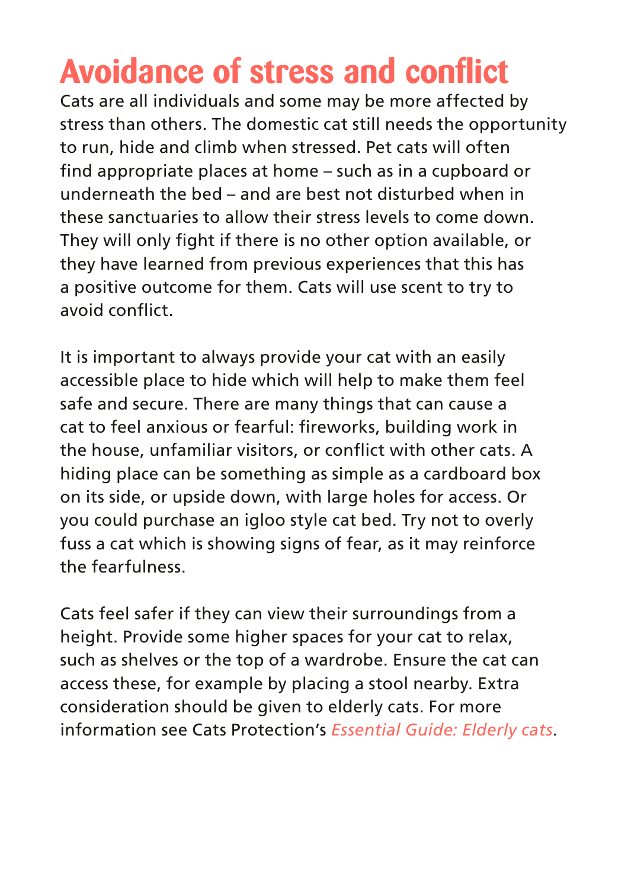# Avoidance of stress and conflict

Cats are all individuals and some may be more affected by stress than others. The domestic cat still needs the opportunity to run, hide and climb when stressed. Pet cats will often find appropriate places at home – such as in a cupboard or underneath the bed – and are best not disturbed when in these sanctuaries to allow their stress levels to come down. They will only fight if there is no other option available, or they have learned from previous experiences that this has a positive outcome for them. Cats will use scent to try to avoid conflict.

It is important to always provide your cat with an easily accessible place to hide which will help to make them feel safe and secure. There are many things that can cause a cat to feel anxious or fearful: fireworks, building work in the house, unfamiliar visitors, or conflict with other cats. A hiding place can be something as simple as a cardboard box on its side, or upside down, with large holes for access. Or you could purchase an igloo style cat bed. Try not to overly fuss a cat which is showing signs of fear, as it may reinforce the fearfulness.

Cats feel safer if they can view their surroundings from a height. Provide some higher spaces for your cat to relax, such as shelves or the top of a wardrobe. Ensure the cat can access these, for example by placing a stool nearby. Extra consideration should be given to elderly cats. For more information see Cats Protection's *Essential Guide: Elderly cats*.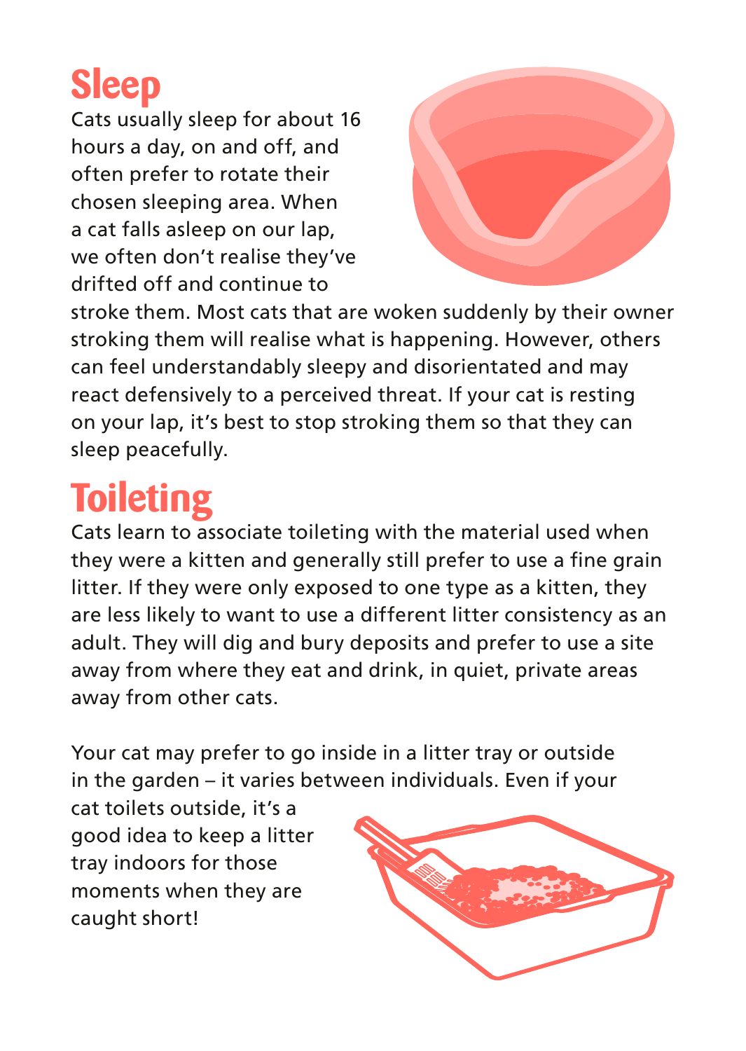## Sleep

Cats usually sleep for about 16 hours a day, on and off, and often prefer to rotate their chosen sleeping area. When a cat falls asleep on our lap, we often don't realise they've drifted off and continue to stroke them. Most cats that are woken suddenly by their owner stroking them will realise what is happening. However, others can feel understandably sleepy and disorientated and may react defensively to a perceived threat. If your cat is resting on your lap, it's best to stop stroking them so that they can sleep peacefully.

## Toileting

Cats learn to associate toileting with the material used when they were a kitten and generally still prefer to use a fine grain litter. If they were only exposed to one type as a kitten, they are less likely to want to use a different litter consistency as an adult. They will dig and bury deposits and prefer to use a site away from where they eat and drink, in quiet, private areas away from other cats.

Your cat may prefer to go inside in a litter tray or outside in the garden – it varies between individuals. Even if your cat toilets outside, it's a good idea to keep a litter tray indoors for those moments when they are caught short!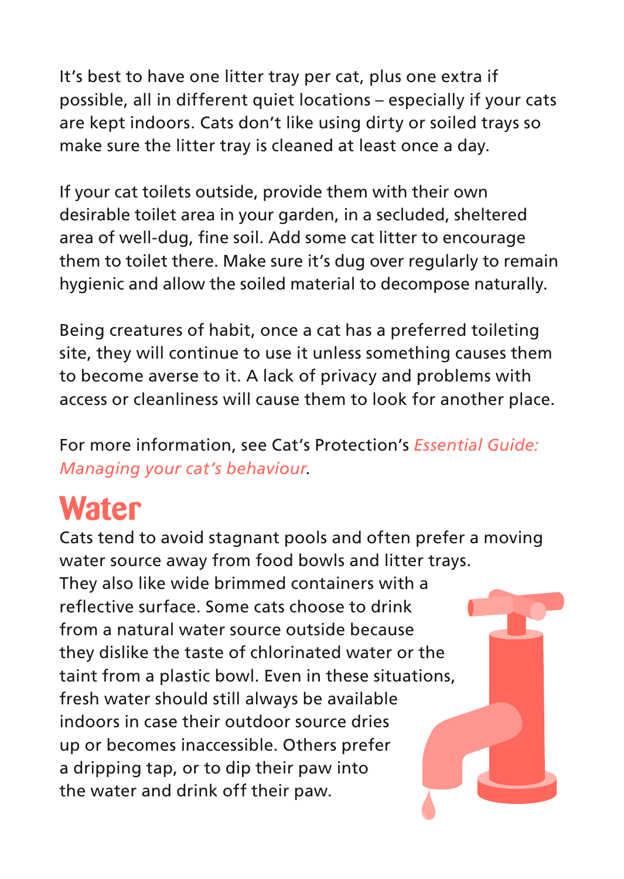It's best to have one litter tray per cat, plus one extra if possible, all in different quiet locations – especially if your cats are kept indoors. Cats don't like using dirty or soiled trays so make sure the litter tray is cleaned at least once a day.

If your cat toilets outside, provide them with their own desirable toilet area in your garden, in a secluded, sheltered area of well-dug, fine soil. Add some cat litter to encourage them to toilet there. Make sure it's dug over regularly to remain hygienic and allow the soiled material to decompose naturally.

Being creatures of habit, once a cat has a preferred toileting site, they will continue to use it unless something causes them to become averse to it. A lack of privacy and problems with access or cleanliness will cause them to look for another place.

For more information, see Cat's Protection's *Essential Guide: Managing your cat's behaviour*.

## Water

Cats tend to avoid stagnant pools and often prefer a moving water source away from food bowls and litter trays. They also like wide brimmed containers with a reflective surface. Some cats choose to drink from a natural water source outside because they dislike the taste of chlorinated water or the taint from a plastic bowl. Even in these situations, fresh water should still always be available indoors in case their outdoor source dries up or becomes inaccessible. Others prefer a dripping tap, or to dip their paw into the water and drink off their paw.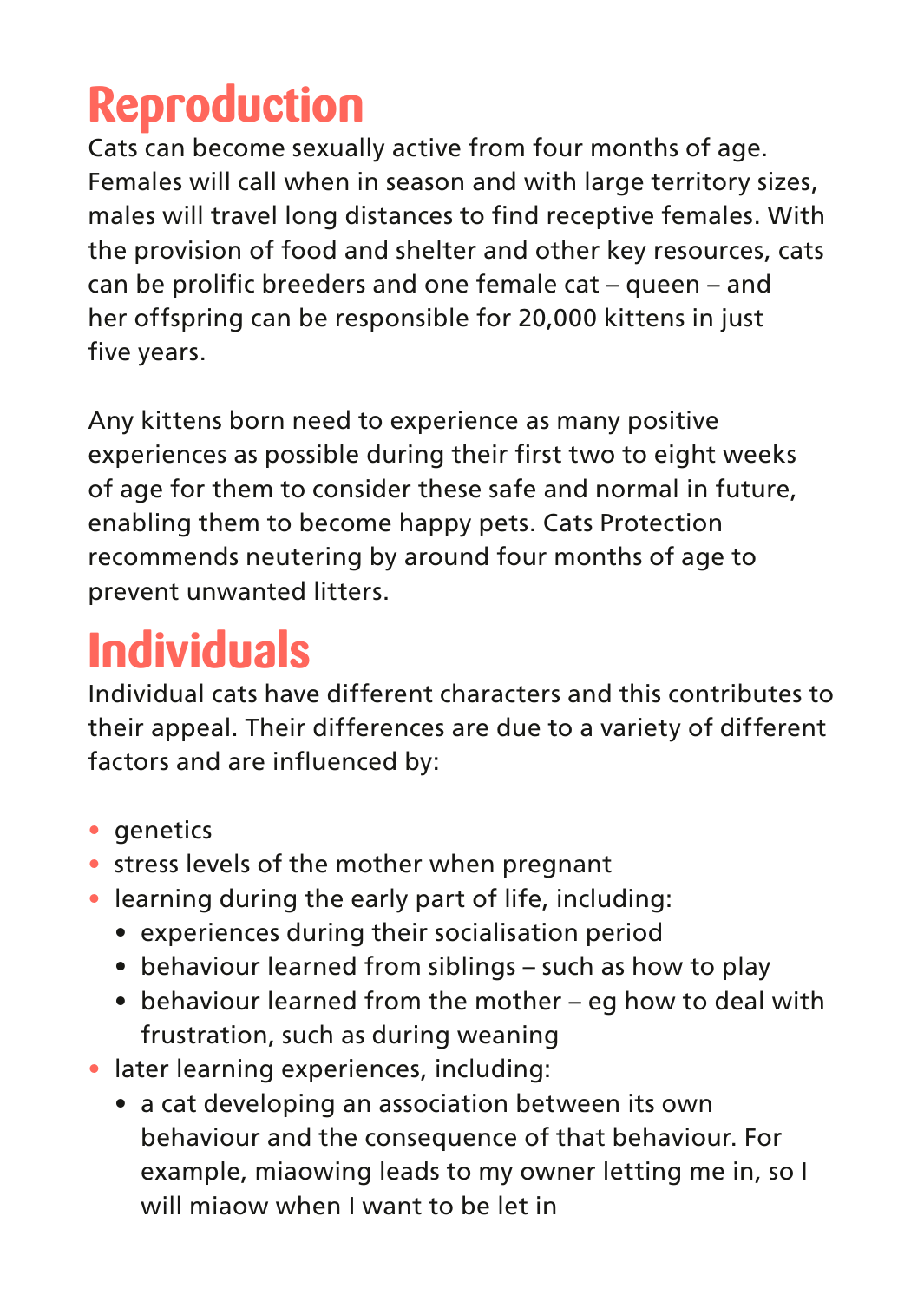## Reproduction

Cats can become sexually active from four months of age. Females will call when in season and with large territory sizes, males will travel long distances to find receptive females. With the provision of food and shelter and other key resources, cats can be prolific breeders and one female cat – queen – and her offspring can be responsible for 20,000 kittens in just five years.

Any kittens born need to experience as many positive experiences as possible during their first two to eight weeks of age for them to consider these safe and normal in future, enabling them to become happy pets. Cats Protection recommends neutering by around four months of age to prevent unwanted litters.

## Individuals

Individual cats have different characters and this contributes to their appeal. Their differences are due to a variety of different factors and are influenced by:

- genetics
- stress levels of the mother when pregnant
- learning during the early part of life, including:
  - experiences during their socialisation period
  - behaviour learned from siblings – such as how to play
  - behaviour learned from the mother – eg how to deal with frustration, such as during weaning
- later learning experiences, including:
  - a cat developing an association between its own behaviour and the consequence of that behaviour. For example, miaowing leads to my owner letting me in, so I will miaow when I want to be let in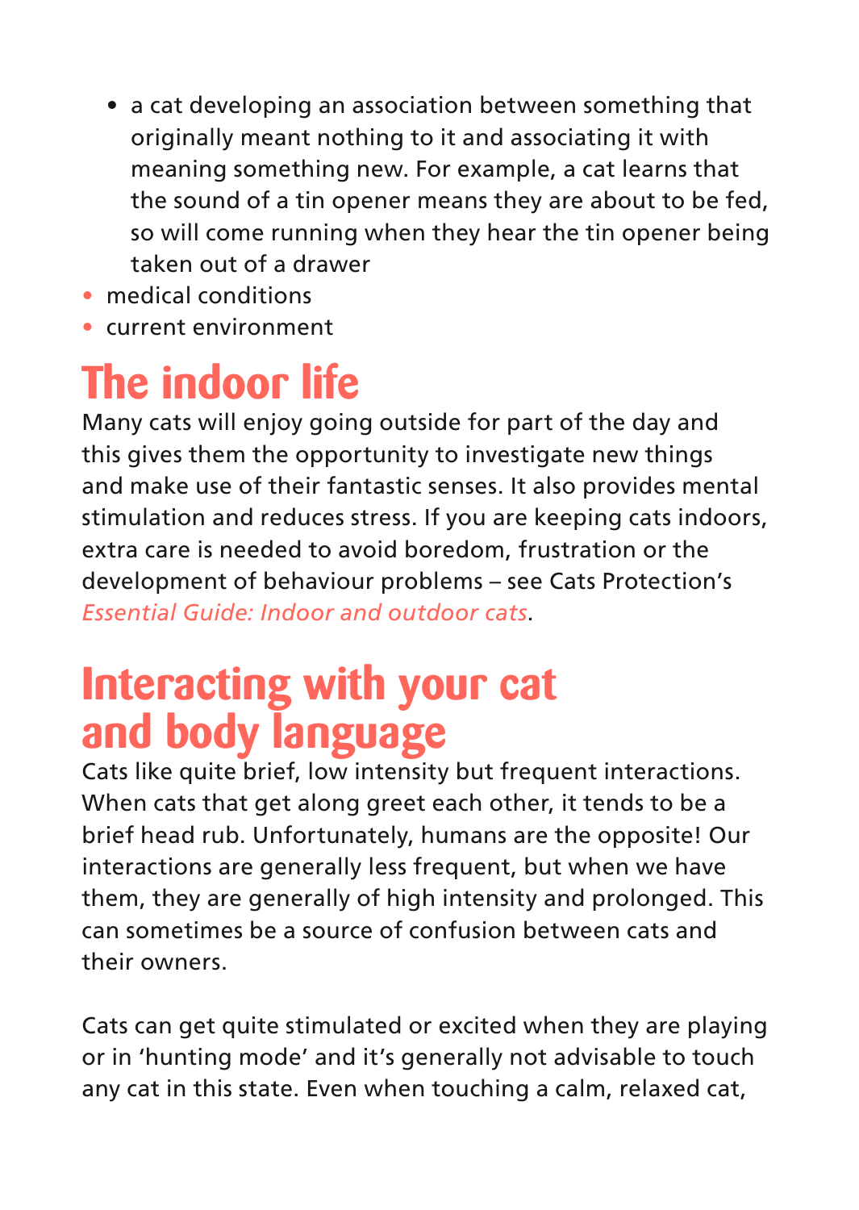- a cat developing an association between something that originally meant nothing to it and associating it with meaning something new. For example, a cat learns that the sound of a tin opener means they are about to be fed, so will come running when they hear the tin opener being taken out of a drawer
- medical conditions
- current environment

# The indoor life

Many cats will enjoy going outside for part of the day and this gives them the opportunity to investigate new things and make use of their fantastic senses. It also provides mental stimulation and reduces stress. If you are keeping cats indoors, extra care is needed to avoid boredom, frustration or the development of behaviour problems – see Cats Protection's *Essential Guide: Indoor and outdoor cats*.

# Interacting with your cat and body language

Cats like quite brief, low intensity but frequent interactions. When cats that get along greet each other, it tends to be a brief head rub. Unfortunately, humans are the opposite! Our interactions are generally less frequent, but when we have them, they are generally of high intensity and prolonged. This can sometimes be a source of confusion between cats and their owners.

Cats can get quite stimulated or excited when they are playing or in 'hunting mode' and it's generally not advisable to touch any cat in this state. Even when touching a calm, relaxed cat,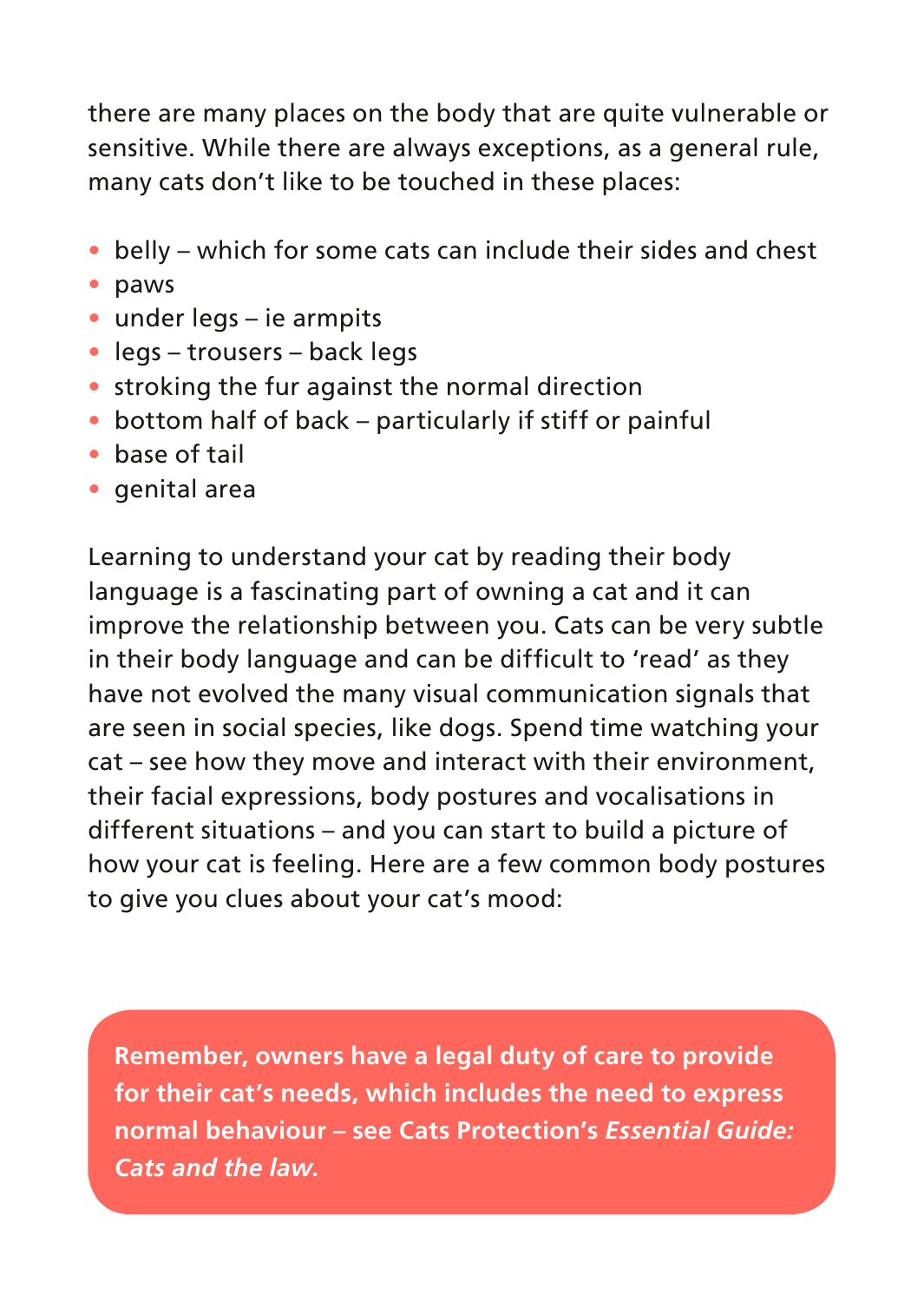there are many places on the body that are quite vulnerable or sensitive. While there are always exceptions, as a general rule, many cats don't like to be touched in these places:

- belly – which for some cats can include their sides and chest
- paws
- under legs – ie armpits
- legs – trousers – back legs
- stroking the fur against the normal direction
- bottom half of back – particularly if stiff or painful
- base of tail
- genital area

Learning to understand your cat by reading their body language is a fascinating part of owning a cat and it can improve the relationship between you. Cats can be very subtle in their body language and can be difficult to 'read' as they have not evolved the many visual communication signals that are seen in social species, like dogs. Spend time watching your cat – see how they move and interact with their environment, their facial expressions, body postures and vocalisations in different situations – and you can start to build a picture of how your cat is feeling. Here are a few common body postures to give you clues about your cat's mood:

**Remember, owners have a legal duty of care to provide for their cat's needs, which includes the need to express normal behaviour – see Cats Protection's *Essential Guide: Cats and the law*.**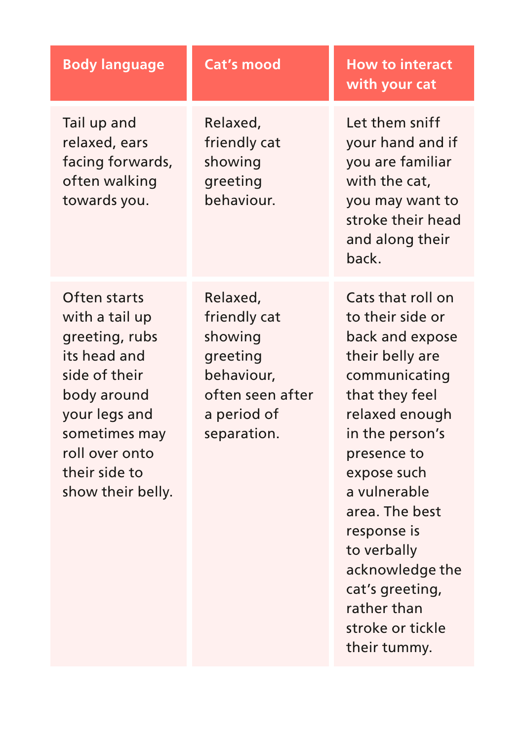| Body language | Cat's mood | How to interact with your cat |
|---|---|---|
| Tail up and relaxed, ears facing forwards, often walking towards you. | Relaxed, friendly cat showing greeting behaviour. | Let them sniff your hand and if you are familiar with the cat, you may want to stroke their head and along their back. |
| Often starts with a tail up greeting, rubs its head and side of their body around your legs and sometimes may roll over onto their side to show their belly. | Relaxed, friendly cat showing greeting behaviour, often seen after a period of separation. | Cats that roll on to their side or back and expose their belly are communicating that they feel relaxed enough in the person's presence to expose such a vulnerable area. The best response is to verbally acknowledge the cat's greeting, rather than stroke or tickle their tummy. |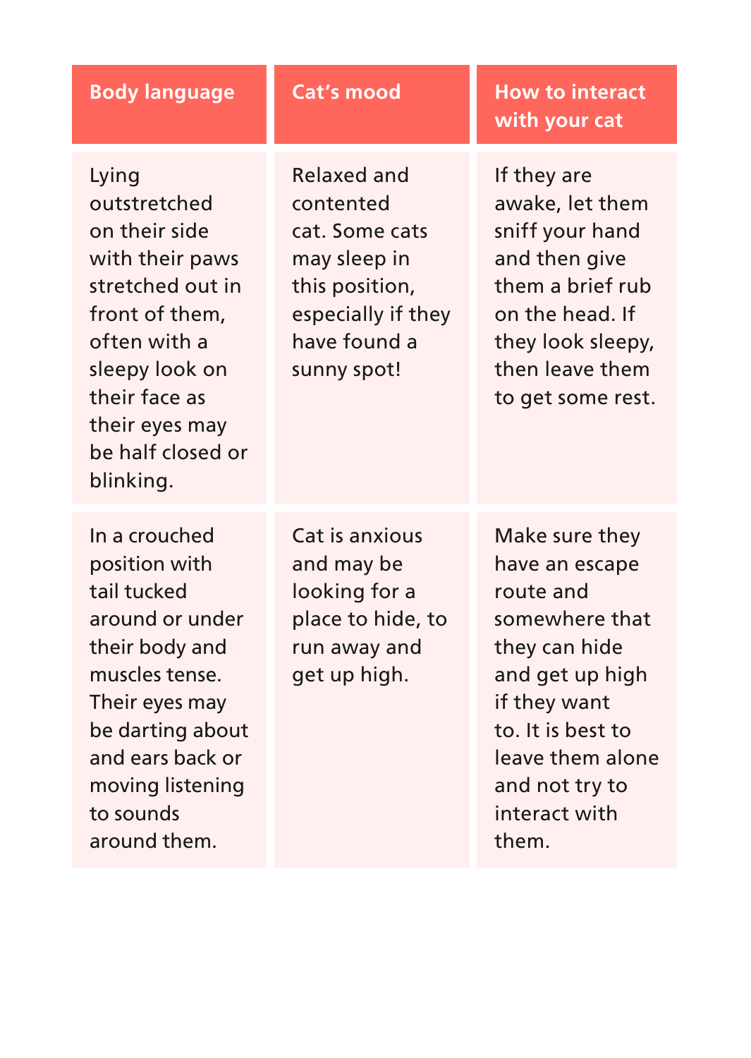| Body language | Cat's mood | How to interact with your cat |
|---|---|---|
| Lying outstretched on their side with their paws stretched out in front of them, often with a sleepy look on their face as their eyes may be half closed or blinking. | Relaxed and contented cat. Some cats may sleep in this position, especially if they have found a sunny spot! | If they are awake, let them sniff your hand and then give them a brief rub on the head. If they look sleepy, then leave them to get some rest. |
| In a crouched position with tail tucked around or under their body and muscles tense. Their eyes may be darting about and ears back or moving listening to sounds around them. | Cat is anxious and may be looking for a place to hide, to run away and get up high. | Make sure they have an escape route and somewhere that they can hide and get up high if they want to. It is best to leave them alone and not try to interact with them. |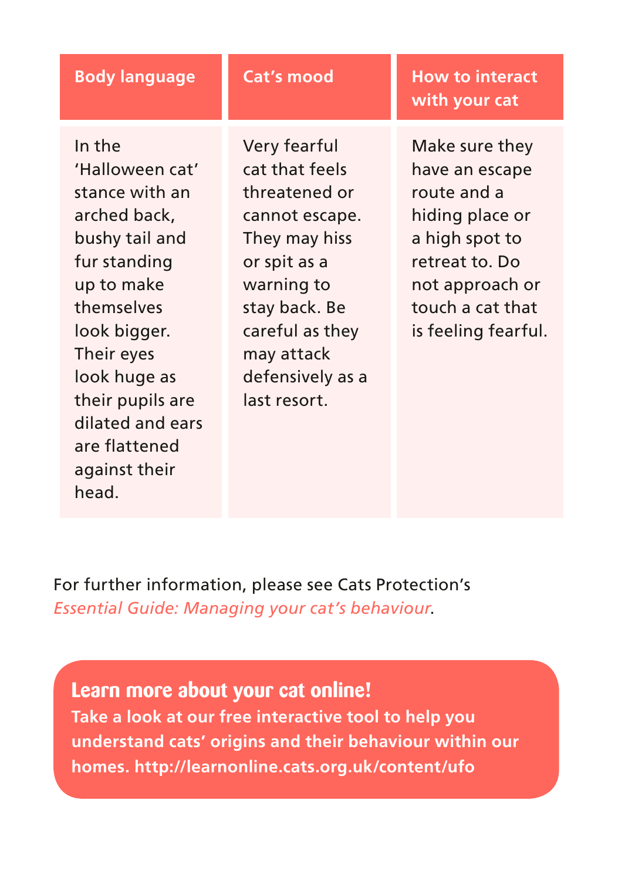| Body language | Cat's mood | How to interact with your cat |
|---|---|---|
| In the 'Halloween cat' stance with an arched back, bushy tail and fur standing up to make themselves look bigger. Their eyes look huge as their pupils are dilated and ears are flattened against their head. | Very fearful cat that feels threatened or cannot escape. They may hiss or spit as a warning to stay back. Be careful as they may attack defensively as a last resort. | Make sure they have an escape route and a hiding place or a high spot to retreat to. Do not approach or touch a cat that is feeling fearful. |

For further information, please see Cats Protection's *Essential Guide: Managing your cat's behaviour*.

## Learn more about your cat online!

**Take a look at our free interactive tool to help you understand cats' origins and their behaviour within our homes. http://learnonline.cats.org.uk/content/ufo**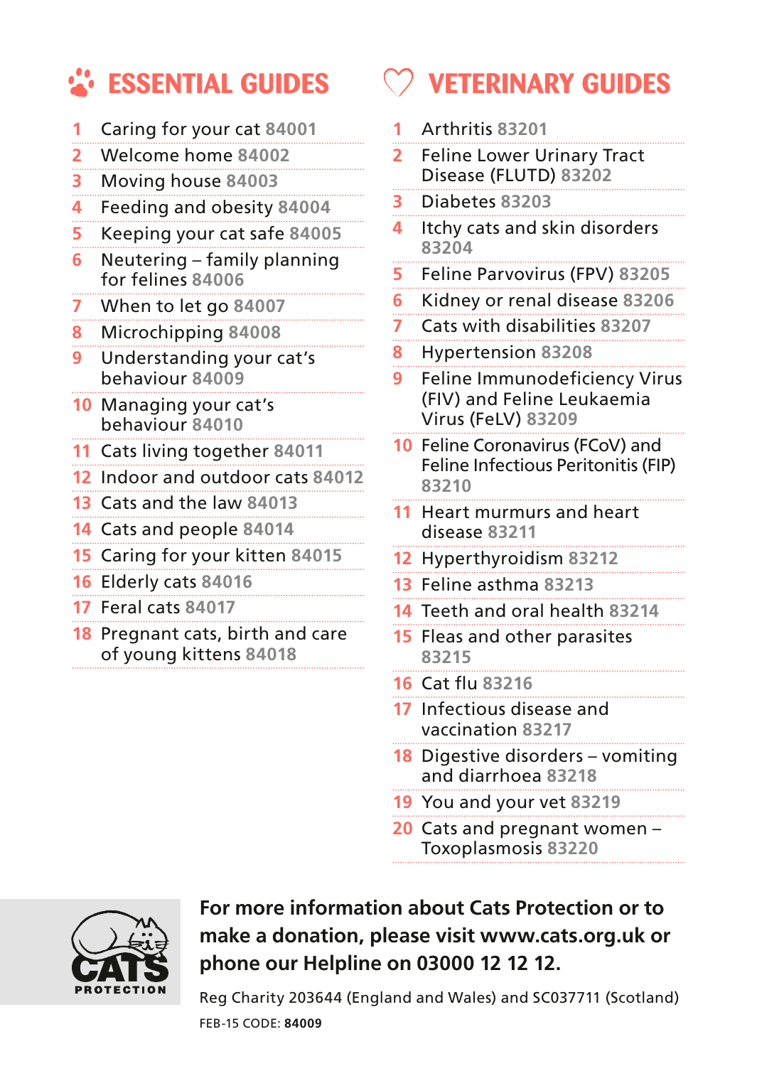## ESSENTIAL GUIDES

1. Caring for your cat 84001
2. Welcome home 84002
3. Moving house 84003
4. Feeding and obesity 84004
5. Keeping your cat safe 84005
6. Neutering – family planning for felines 84006
7. When to let go 84007
8. Microchipping 84008
9. Understanding your cat's behaviour 84009
10. Managing your cat's behaviour 84010
11. Cats living together 84011
12. Indoor and outdoor cats 84012
13. Cats and the law 84013
14. Cats and people 84014
15. Caring for your kitten 84015
16. Elderly cats 84016
17. Feral cats 84017
18. Pregnant cats, birth and care of young kittens 84018

## VETERINARY GUIDES

1. Arthritis 83201
2. Feline Lower Urinary Tract Disease (FLUTD) 83202
3. Diabetes 83203
4. Itchy cats and skin disorders 83204
5. Feline Parvovirus (FPV) 83205
6. Kidney or renal disease 83206
7. Cats with disabilities 83207
8. Hypertension 83208
9. Feline Immunodeficiency Virus (FIV) and Feline Leukaemia Virus (FeLV) 83209
10. Feline Coronavirus (FCoV) and Feline Infectious Peritonitis (FIP) 83210
11. Heart murmurs and heart disease 83211
12. Hyperthyroidism 83212
13. Feline asthma 83213
14. Teeth and oral health 83214
15. Fleas and other parasites 83215
16. Cat flu 83216
17. Infectious disease and vaccination 83217
18. Digestive disorders – vomiting and diarrhoea 83218
19. You and your vet 83219
20. Cats and pregnant women – Toxoplasmosis 83220

CATS PROTECTION

**For more information about Cats Protection or to make a donation, please visit www.cats.org.uk or phone our Helpline on 03000 12 12 12.**

Reg Charity 203644 (England and Wales) and SC037711 (Scotland)

FEB-15 CODE: **84009**